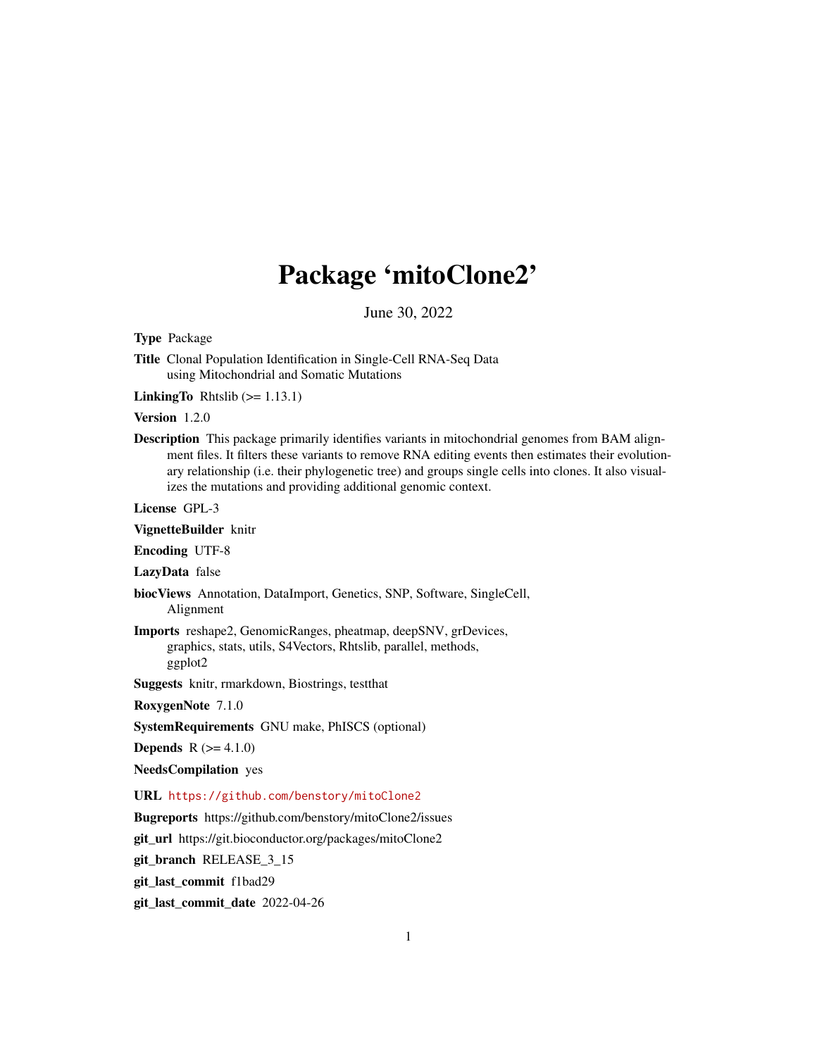# Package 'mitoClone2'

June 30, 2022

**Type** Package

**Title** Clonal Population Identification in Single-Cell RNA-Seq Data using Mitochondrial and Somatic Mutations

**LinkingTo** Rhtslib (>= 1.13.1)

**Version** 1.2.0

**Description** This package primarily identifies variants in mitochondrial genomes from BAM alignment files. It filters these variants to remove RNA editing events then estimates their evolutionary relationship (i.e. their phylogenetic tree) and groups single cells into clones. It also visualizes the mutations and providing additional genomic context.

**License** GPL-3

**VignetteBuilder** knitr

**Encoding** UTF-8

**LazyData** false

**biocViews** Annotation, DataImport, Genetics, SNP, Software, SingleCell, Alignment

**Imports** reshape2, GenomicRanges, pheatmap, deepSNV, grDevices, graphics, stats, utils, S4Vectors, Rhtslib, parallel, methods, ggplot2

**Suggests** knitr, rmarkdown, Biostrings, testthat

**RoxygenNote** 7.1.0

**SystemRequirements** GNU make, PhISCS (optional)

**Depends** R (>= 4.1.0)

**NeedsCompilation** yes

**URL** https://github.com/benstory/mitoClone2

**Bugreports** https://github.com/benstory/mitoClone2/issues

**git_url** https://git.bioconductor.org/packages/mitoClone2

**git_branch** RELEASE_3_15

**git_last_commit** f1bad29

**git_last_commit_date** 2022-04-26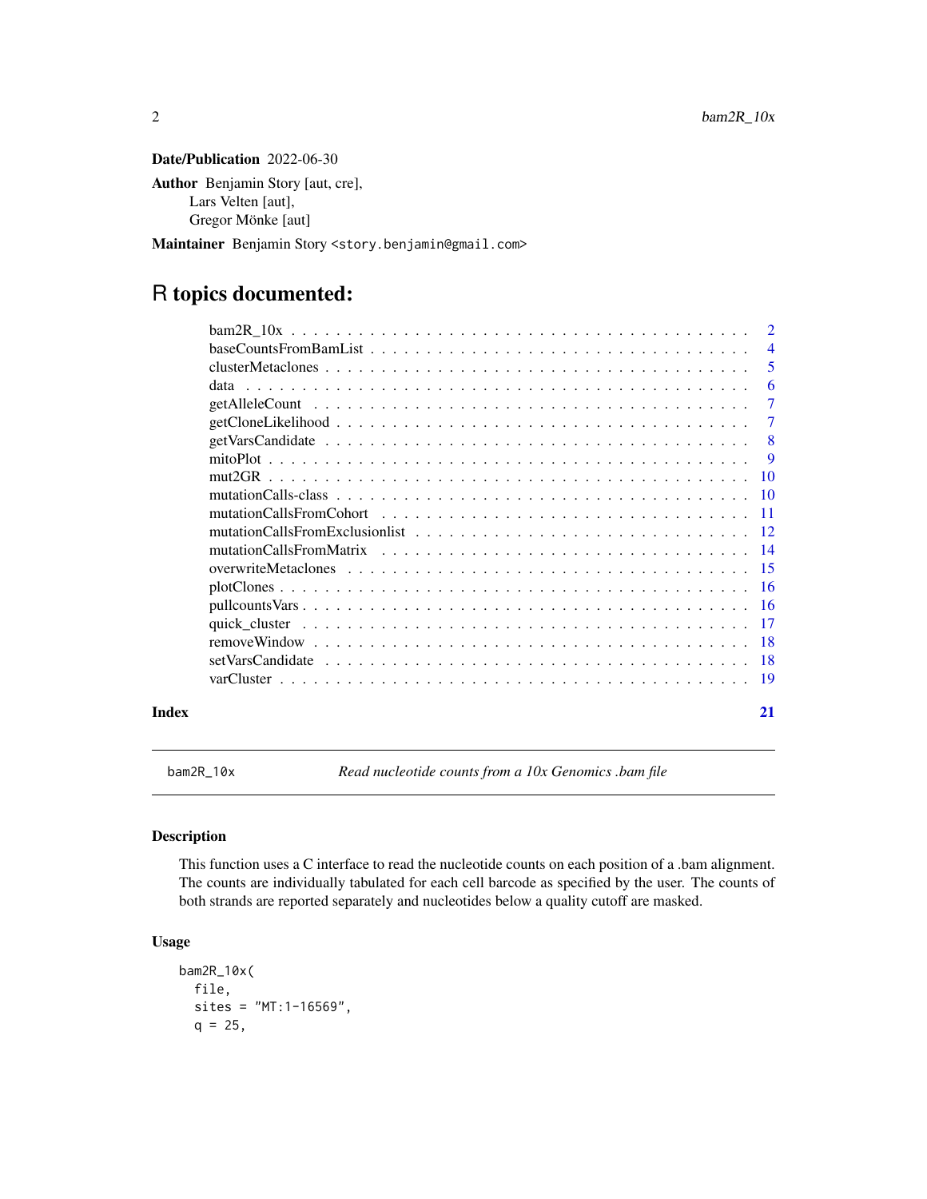**Date/Publication** 2022-06-30

**Author** Benjamin Story [aut, cre],
Lars Velten [aut],
Gregor Mönke [aut]

**Maintainer** Benjamin Story <story.benjamin@gmail.com>

# R topics documented:

| | |
|---|---|
| bam2R_10x | 2 |
| baseCountsFromBamList | 4 |
| clusterMetaclones | 5 |
| data | 6 |
| getAlleleCount | 7 |
| getCloneLikelihood | 7 |
| getVarsCandidate | 8 |
| mitoPlot | 9 |
| mut2GR | 10 |
| mutationCalls-class | 10 |
| mutationCallsFromCohort | 11 |
| mutationCallsFromExclusionlist | 12 |
| mutationCallsFromMatrix | 14 |
| overwriteMetaclones | 15 |
| plotClones | 16 |
| pullcountsVars | 16 |
| quick_cluster | 17 |
| removeWindow | 18 |
| setVarsCandidate | 18 |
| varCluster | 19 |

**Index** 21

---

## bam2R_10x — *Read nucleotide counts from a 10x Genomics .bam file*

### Description

This function uses a C interface to read the nucleotide counts on each position of a .bam alignment. The counts are individually tabulated for each cell barcode as specified by the user. The counts of both strands are reported separately and nucleotides below a quality cutoff are masked.

### Usage

```
bam2R_10x(
  file,
  sites = "MT:1-16569",
  q = 25,
```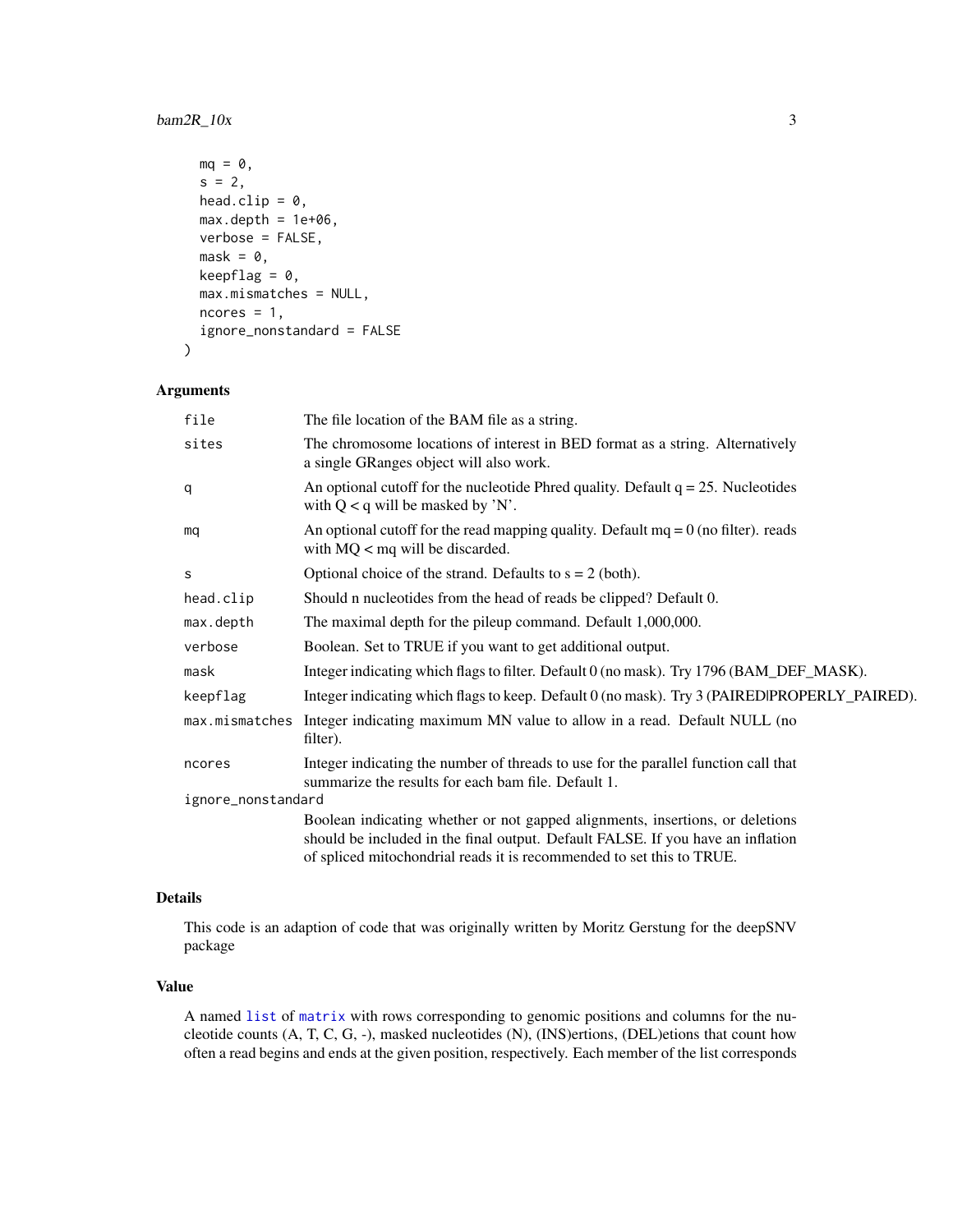```
  mq = 0,
  s = 2,
  head.clip = 0,
  max.depth = 1e+06,
  verbose = FALSE,
  mask = 0,
  keepflag = 0,
  max.mismatches = NULL,
  ncores = 1,
  ignore_nonstandard = FALSE
)
```

## Arguments

| | |
|---|---|
| `file` | The file location of the BAM file as a string. |
| `sites` | The chromosome locations of interest in BED format as a string. Alternatively a single GRanges object will also work. |
| `q` | An optional cutoff for the nucleotide Phred quality. Default q = 25. Nucleotides with Q < q will be masked by 'N'. |
| `mq` | An optional cutoff for the read mapping quality. Default mq = 0 (no filter). reads with MQ < mq will be discarded. |
| `s` | Optional choice of the strand. Defaults to s = 2 (both). |
| `head.clip` | Should n nucleotides from the head of reads be clipped? Default 0. |
| `max.depth` | The maximal depth for the pileup command. Default 1,000,000. |
| `verbose` | Boolean. Set to TRUE if you want to get additional output. |
| `mask` | Integer indicating which flags to filter. Default 0 (no mask). Try 1796 (BAM_DEF_MASK). |
| `keepflag` | Integer indicating which flags to keep. Default 0 (no mask). Try 3 (PAIRED\|PROPERLY_PAIRED). |
| `max.mismatches` | Integer indicating maximum MN value to allow in a read. Default NULL (no filter). |
| `ncores` | Integer indicating the number of threads to use for the parallel function call that summarize the results for each bam file. Default 1. |
| `ignore_nonstandard` | Boolean indicating whether or not gapped alignments, insertions, or deletions should be included in the final output. Default FALSE. If you have an inflation of spliced mitochondrial reads it is recommended to set this to TRUE. |

## Details

This code is an adaption of code that was originally written by Moritz Gerstung for the deepSNV package

## Value

A named list of matrix with rows corresponding to genomic positions and columns for the nucleotide counts (A, T, C, G, -), masked nucleotides (N), (INS)ertions, (DEL)etions that count how often a read begins and ends at the given position, respectively. Each member of the list corresponds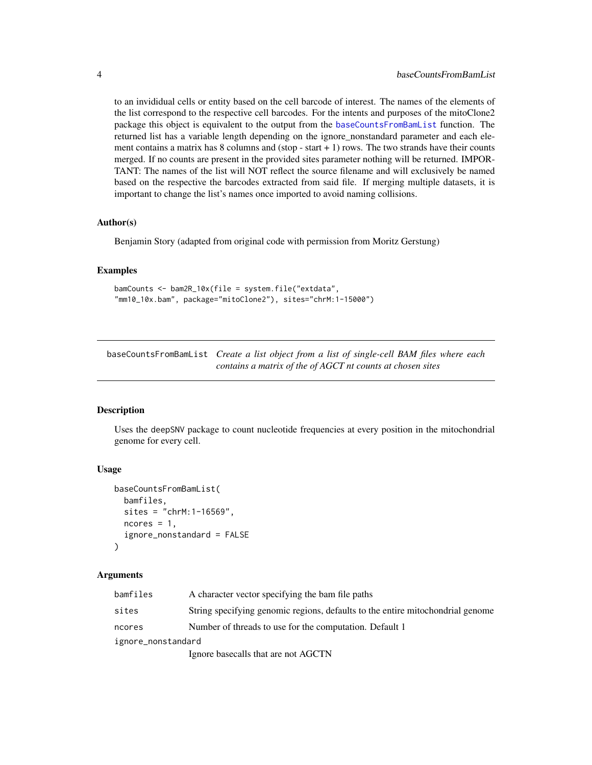to an invididual cells or entity based on the cell barcode of interest. The names of the elements of the list correspond to the respective cell barcodes. For the intents and purposes of the mitoClone2 package this object is equivalent to the output from the baseCountsFromBamList function. The returned list has a variable length depending on the ignore_nonstandard parameter and each element contains a matrix has 8 columns and (stop - start + 1) rows. The two strands have their counts merged. If no counts are present in the provided sites parameter nothing will be returned. IMPORTANT: The names of the list will NOT reflect the source filename and will exclusively be named based on the respective the barcodes extracted from said file. If merging multiple datasets, it is important to change the list's names once imported to avoid naming collisions.

### Author(s)

Benjamin Story (adapted from original code with permission from Moritz Gerstung)

### Examples

```
bamCounts <- bam2R_10x(file = system.file("extdata",
"mm10_10x.bam", package="mitoClone2"), sites="chrM:1-15000")
```

---

## baseCountsFromBamList

*Create a list object from a list of single-cell BAM files where each contains a matrix of the of AGCT nt counts at chosen sites*

---

### Description

Uses the deepSNV package to count nucleotide frequencies at every position in the mitochondrial genome for every cell.

### Usage

```
baseCountsFromBamList(
  bamfiles,
  sites = "chrM:1-16569",
  ncores = 1,
  ignore_nonstandard = FALSE
)
```

### Arguments

| | |
|---|---|
| bamfiles | A character vector specifying the bam file paths |
| sites | String specifying genomic regions, defaults to the entire mitochondrial genome |
| ncores | Number of threads to use for the computation. Default 1 |
| ignore_nonstandard | Ignore basecalls that are not AGCTN |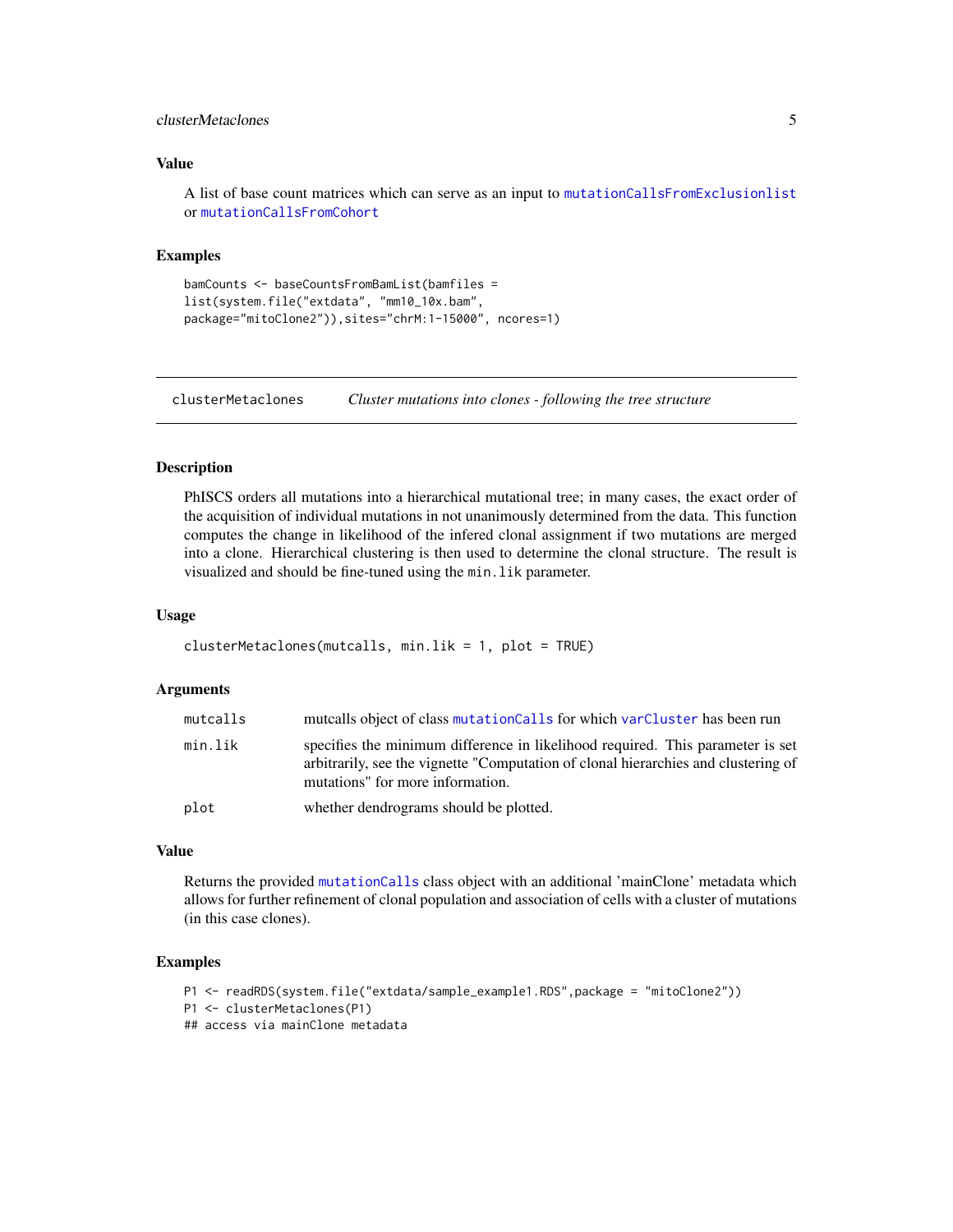### Value

A list of base count matrices which can serve as an input to `mutationCallsFromExclusionlist` or `mutationCallsFromCohort`

### Examples

```
bamCounts <- baseCountsFromBamList(bamfiles =
list(system.file("extdata", "mm10_10x.bam",
package="mitoClone2")),sites="chrM:1-15000", ncores=1)
```

---

## clusterMetaclones *Cluster mutations into clones - following the tree structure*

### Description

PhISCS orders all mutations into a hierarchical mutational tree; in many cases, the exact order of the acquisition of individual mutations in not unanimously determined from the data. This function computes the change in likelihood of the infered clonal assignment if two mutations are merged into a clone. Hierarchical clustering is then used to determine the clonal structure. The result is visualized and should be fine-tuned using the `min.lik` parameter.

### Usage

```
clusterMetaclones(mutcalls, min.lik = 1, plot = TRUE)
```

### Arguments

| | |
|---|---|
| `mutcalls` | mutcalls object of class `mutationCalls` for which `varCluster` has been run |
| `min.lik` | specifies the minimum difference in likelihood required. This parameter is set arbitrarily, see the vignette "Computation of clonal hierarchies and clustering of mutations" for more information. |
| `plot` | whether dendrograms should be plotted. |

### Value

Returns the provided `mutationCalls` class object with an additional 'mainClone' metadata which allows for further refinement of clonal population and association of cells with a cluster of mutations (in this case clones).

### Examples

```
P1 <- readRDS(system.file("extdata/sample_example1.RDS",package = "mitoClone2"))
P1 <- clusterMetaclones(P1)
## access via mainClone metadata
```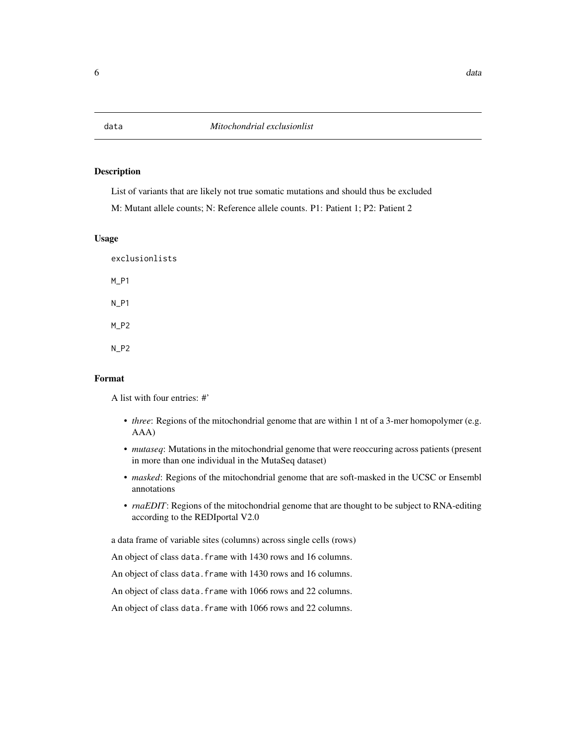## data — *Mitochondrial exclusionlist*

### Description

List of variants that are likely not true somatic mutations and should thus be excluded

M: Mutant allele counts; N: Reference allele counts. P1: Patient 1; P2: Patient 2

### Usage

```
exclusionlists

M_P1

N_P1

M_P2

N_P2
```

### Format

A list with four entries: #'

- *three*: Regions of the mitochondrial genome that are within 1 nt of a 3-mer homopolymer (e.g. AAA)
- *mutaseq*: Mutations in the mitochondrial genome that were reoccuring across patients (present in more than one individual in the MutaSeq dataset)
- *masked*: Regions of the mitochondrial genome that are soft-masked in the UCSC or Ensembl annotations
- *rnaEDIT*: Regions of the mitochondrial genome that are thought to be subject to RNA-editing according to the REDIportal V2.0

a data frame of variable sites (columns) across single cells (rows)

An object of class `data.frame` with 1430 rows and 16 columns.

An object of class `data.frame` with 1430 rows and 16 columns.

An object of class `data.frame` with 1066 rows and 22 columns.

An object of class `data.frame` with 1066 rows and 22 columns.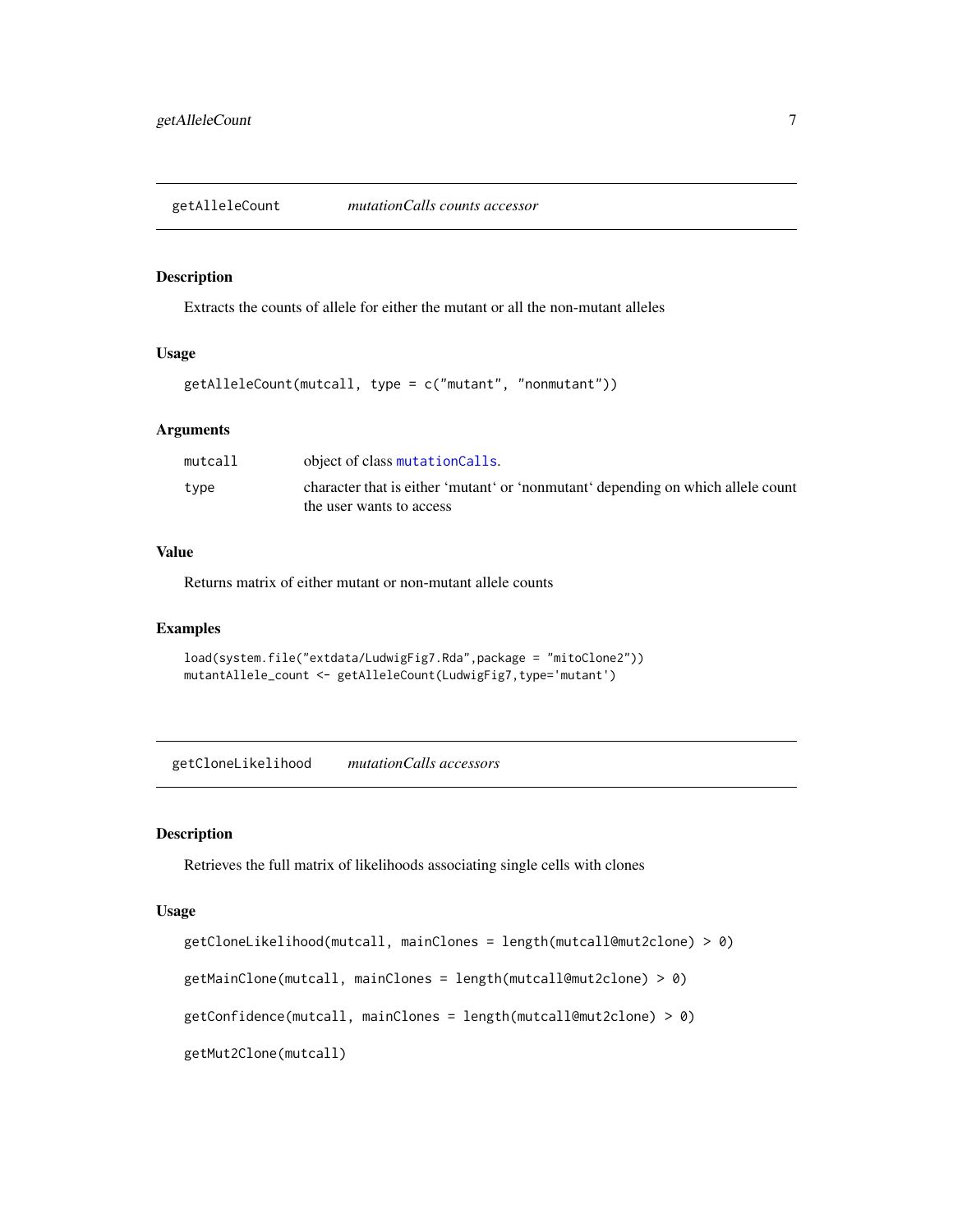## getAlleleCount *mutationCalls counts accessor*

### Description

Extracts the counts of allele for either the mutant or all the non-mutant alleles

### Usage

```
getAlleleCount(mutcall, type = c("mutant", "nonmutant"))
```

### Arguments

| | |
|---|---|
| mutcall | object of class mutationCalls. |
| type | character that is either 'mutant' or 'nonmutant' depending on which allele count the user wants to access |

### Value

Returns matrix of either mutant or non-mutant allele counts

### Examples

```
load(system.file("extdata/LudwigFig7.Rda",package = "mitoClone2"))
mutantAllele_count <- getAlleleCount(LudwigFig7,type='mutant')
```

## getCloneLikelihood *mutationCalls accessors*

### Description

Retrieves the full matrix of likelihoods associating single cells with clones

### Usage

```
getCloneLikelihood(mutcall, mainClones = length(mutcall@mut2clone) > 0)

getMainClone(mutcall, mainClones = length(mutcall@mut2clone) > 0)

getConfidence(mutcall, mainClones = length(mutcall@mut2clone) > 0)

getMut2Clone(mutcall)
```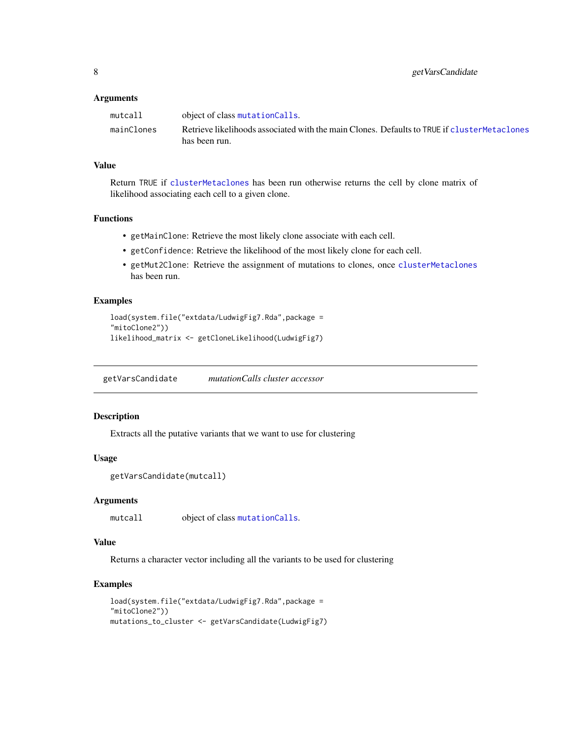### Arguments

| | |
|---|---|
| `mutcall` | object of class `mutationCalls`. |
| `mainClones` | Retrieve likelihoods associated with the main Clones. Defaults to TRUE if `clusterMetaclones` has been run. |

### Value

Return TRUE if `clusterMetaclones` has been run otherwise returns the cell by clone matrix of likelihood associating each cell to a given clone.

### Functions

- `getMainClone`: Retrieve the most likely clone associate with each cell.
- `getConfidence`: Retrieve the likelihood of the most likely clone for each cell.
- `getMut2Clone`: Retrieve the assignment of mutations to clones, once `clusterMetaclones` has been run.

### Examples

```
load(system.file("extdata/LudwigFig7.Rda",package =
"mitoClone2"))
likelihood_matrix <- getCloneLikelihood(LudwigFig7)
```

---

## getVarsCandidate *mutationCalls cluster accessor*

---

### Description

Extracts all the putative variants that we want to use for clustering

### Usage

```
getVarsCandidate(mutcall)
```

### Arguments

| | |
|---|---|
| `mutcall` | object of class `mutationCalls`. |

### Value

Returns a character vector including all the variants to be used for clustering

### Examples

```
load(system.file("extdata/LudwigFig7.Rda",package =
"mitoClone2"))
mutations_to_cluster <- getVarsCandidate(LudwigFig7)
```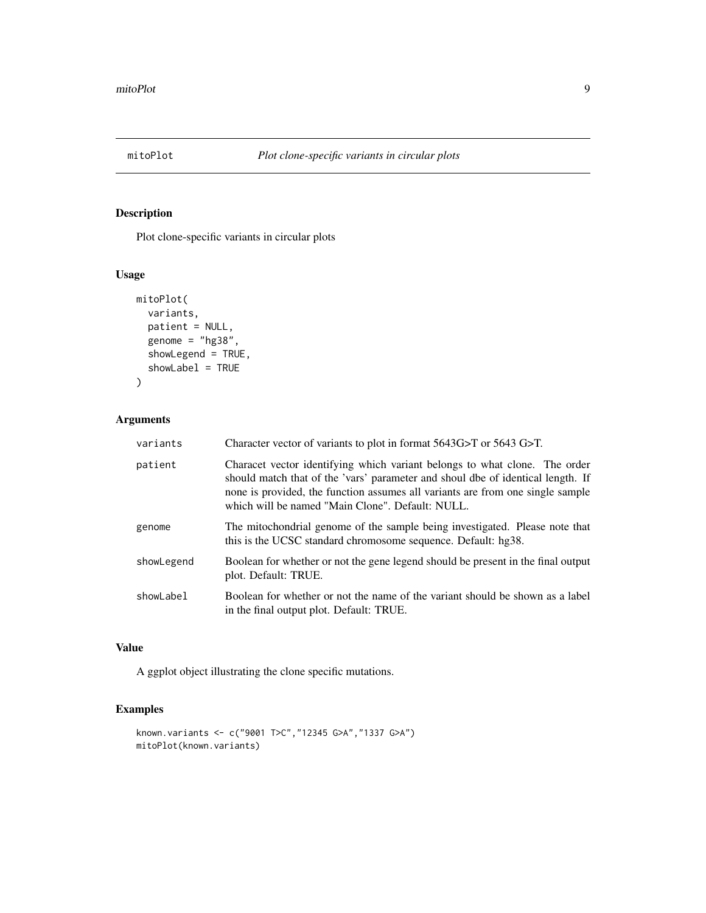# mitoPlot — *Plot clone-specific variants in circular plots*

## Description

Plot clone-specific variants in circular plots

## Usage

```
mitoPlot(
  variants,
  patient = NULL,
  genome = "hg38",
  showLegend = TRUE,
  showLabel = TRUE
)
```

## Arguments

| Argument | Description |
| --- | --- |
| variants | Character vector of variants to plot in format 5643G>T or 5643 G>T. |
| patient | Characet vector identifying which variant belongs to what clone. The order should match that of the 'vars' parameter and shoul dbe of identical length. If none is provided, the function assumes all variants are from one single sample which will be named "Main Clone". Default: NULL. |
| genome | The mitochondrial genome of the sample being investigated. Please note that this is the UCSC standard chromosome sequence. Default: hg38. |
| showLegend | Boolean for whether or not the gene legend should be present in the final output plot. Default: TRUE. |
| showLabel | Boolean for whether or not the name of the variant should be shown as a label in the final output plot. Default: TRUE. |

## Value

A ggplot object illustrating the clone specific mutations.

## Examples

```
known.variants <- c("9001 T>C","12345 G>A","1337 G>A")
mitoPlot(known.variants)
```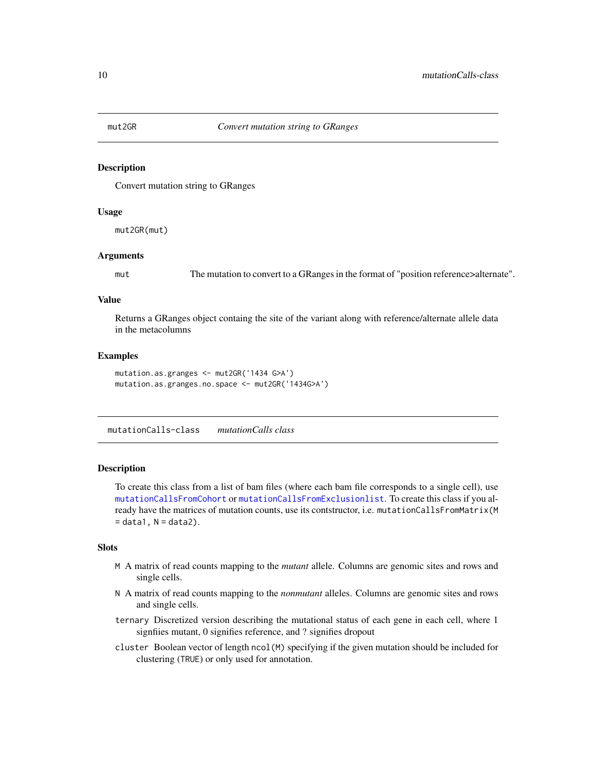## mut2GR *Convert mutation string to GRanges*

### Description

Convert mutation string to GRanges

### Usage

```
mut2GR(mut)
```

### Arguments

`mut` The mutation to convert to a GRanges in the format of "position reference>alternate".

### Value

Returns a GRanges object containg the site of the variant along with reference/alternate allele data in the metacolumns

### Examples

```
mutation.as.granges <- mut2GR('1434 G>A')
mutation.as.granges.no.space <- mut2GR('1434G>A')
```

## mutationCalls-class *mutationCalls class*

### Description

To create this class from a list of bam files (where each bam file corresponds to a single cell), use `mutationCallsFromCohort` or `mutationCallsFromExclusionlist`. To create this class if you already have the matrices of mutation counts, use its contstructor, i.e. `mutationCallsFromMatrix(M = data1, N = data2)`.

### Slots

- `M` A matrix of read counts mapping to the *mutant* allele. Columns are genomic sites and rows and single cells.
- `N` A matrix of read counts mapping to the *nonmutant* alleles. Columns are genomic sites and rows and single cells.
- `ternary` Discretized version describing the mutational status of each gene in each cell, where 1 signfiies mutant, 0 signifies reference, and ? signifies dropout
- `cluster` Boolean vector of length `ncol(M)` specifying if the given mutation should be included for clustering (`TRUE`) or only used for annotation.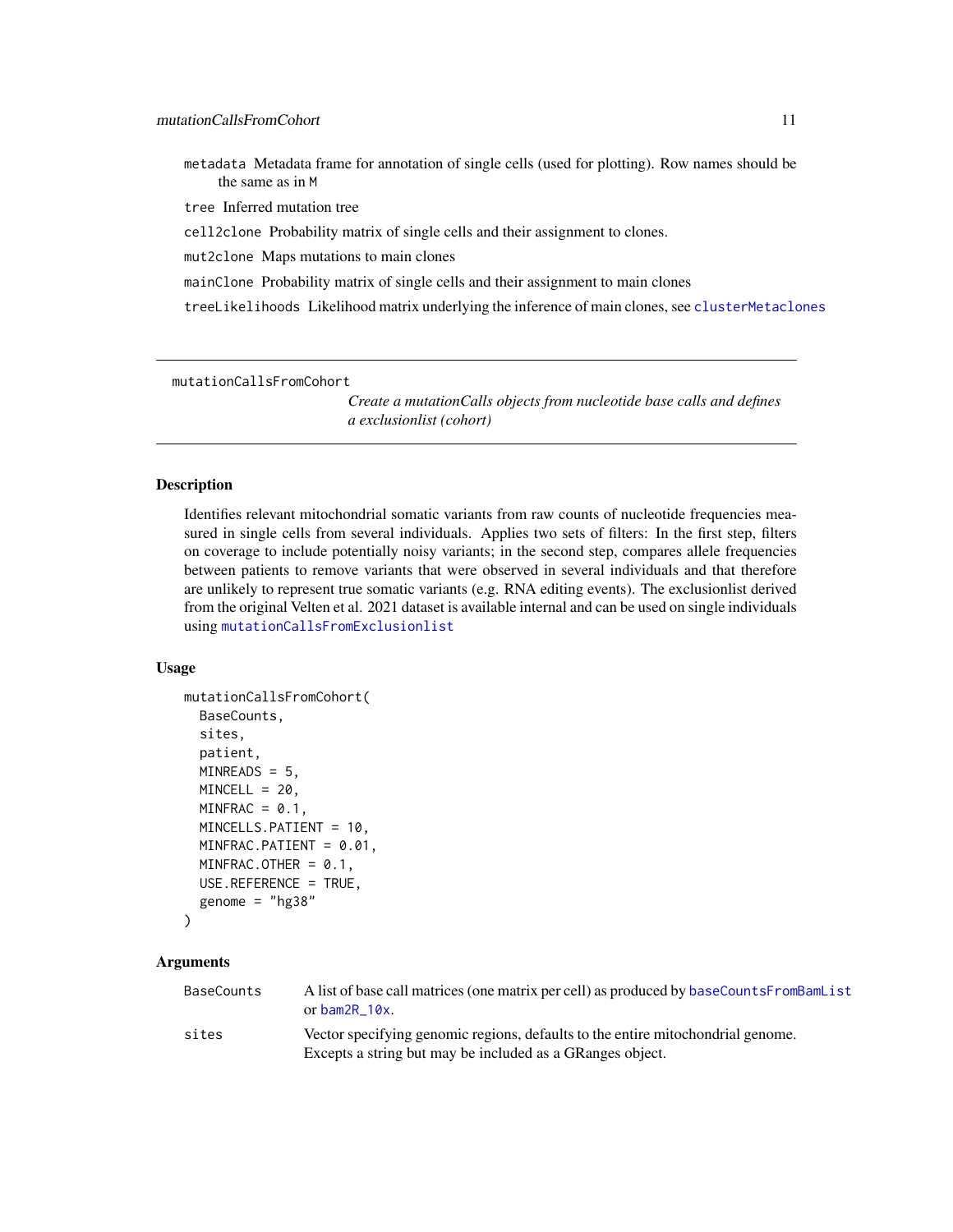metadata Metadata frame for annotation of single cells (used for plotting). Row names should be the same as in M

tree Inferred mutation tree

cell2clone Probability matrix of single cells and their assignment to clones.

mut2clone Maps mutations to main clones

mainClone Probability matrix of single cells and their assignment to main clones

treeLikelihoods Likelihood matrix underlying the inference of main clones, see clusterMetaclones

---

## mutationCallsFromCohort

*Create a mutationCalls objects from nucleotide base calls and defines a exclusionlist (cohort)*

---

### Description

Identifies relevant mitochondrial somatic variants from raw counts of nucleotide frequencies measured in single cells from several individuals. Applies two sets of filters: In the first step, filters on coverage to include potentially noisy variants; in the second step, compares allele frequencies between patients to remove variants that were observed in several individuals and that therefore are unlikely to represent true somatic variants (e.g. RNA editing events). The exclusionlist derived from the original Velten et al. 2021 dataset is available internal and can be used on single individuals using mutationCallsFromExclusionlist

### Usage

```
mutationCallsFromCohort(
  BaseCounts,
  sites,
  patient,
  MINREADS = 5,
  MINCELL = 20,
  MINFRAC = 0.1,
  MINCELLS.PATIENT = 10,
  MINFRAC.PATIENT = 0.01,
  MINFRAC.OTHER = 0.1,
  USE.REFERENCE = TRUE,
  genome = "hg38"
)
```

### Arguments

| | |
|---|---|
| BaseCounts | A list of base call matrices (one matrix per cell) as produced by baseCountsFromBamList or bam2R_10x. |
| sites | Vector specifying genomic regions, defaults to the entire mitochondrial genome. Excepts a string but may be included as a GRanges object. |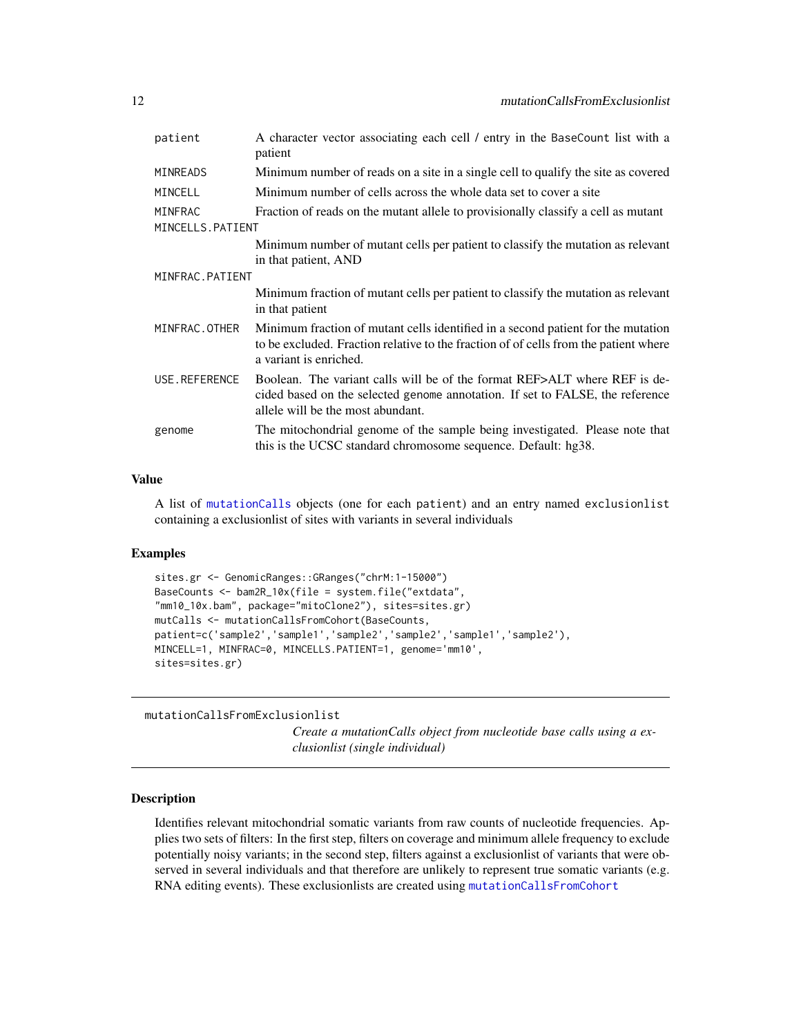| | |
|---|---|
| patient | A character vector associating each cell / entry in the BaseCount list with a patient |
| MINREADS | Minimum number of reads on a site in a single cell to qualify the site as covered |
| MINCELL | Minimum number of cells across the whole data set to cover a site |
| MINFRAC | Fraction of reads on the mutant allele to provisionally classify a cell as mutant |
| MINCELLS.PATIENT | Minimum number of mutant cells per patient to classify the mutation as relevant in that patient, AND |
| MINFRAC.PATIENT | Minimum fraction of mutant cells per patient to classify the mutation as relevant in that patient |
| MINFRAC.OTHER | Minimum fraction of mutant cells identified in a second patient for the mutation to be excluded. Fraction relative to the fraction of of cells from the patient where a variant is enriched. |
| USE.REFERENCE | Boolean. The variant calls will be of the format REF>ALT where REF is decided based on the selected genome annotation. If set to FALSE, the reference allele will be the most abundant. |
| genome | The mitochondrial genome of the sample being investigated. Please note that this is the UCSC standard chromosome sequence. Default: hg38. |

### Value

A list of mutationCalls objects (one for each patient) and an entry named exclusionlist containing a exclusionlist of sites with variants in several individuals

### Examples

```
sites.gr <- GenomicRanges::GRanges("chrM:1-15000")
BaseCounts <- bam2R_10x(file = system.file("extdata",
"mm10_10x.bam", package="mitoClone2"), sites=sites.gr)
mutCalls <- mutationCallsFromCohort(BaseCounts,
patient=c('sample2','sample1','sample2','sample2','sample1','sample2'),
MINCELL=1, MINFRAC=0, MINCELLS.PATIENT=1, genome='mm10',
sites=sites.gr)
```

---

## mutationCallsFromExclusionlist

*Create a mutationCalls object from nucleotide base calls using a exclusionlist (single individual)*

### Description

Identifies relevant mitochondrial somatic variants from raw counts of nucleotide frequencies. Applies two sets of filters: In the first step, filters on coverage and minimum allele frequency to exclude potentially noisy variants; in the second step, filters against a exclusionlist of variants that were observed in several individuals and that therefore are unlikely to represent true somatic variants (e.g. RNA editing events). These exclusionlists are created using mutationCallsFromCohort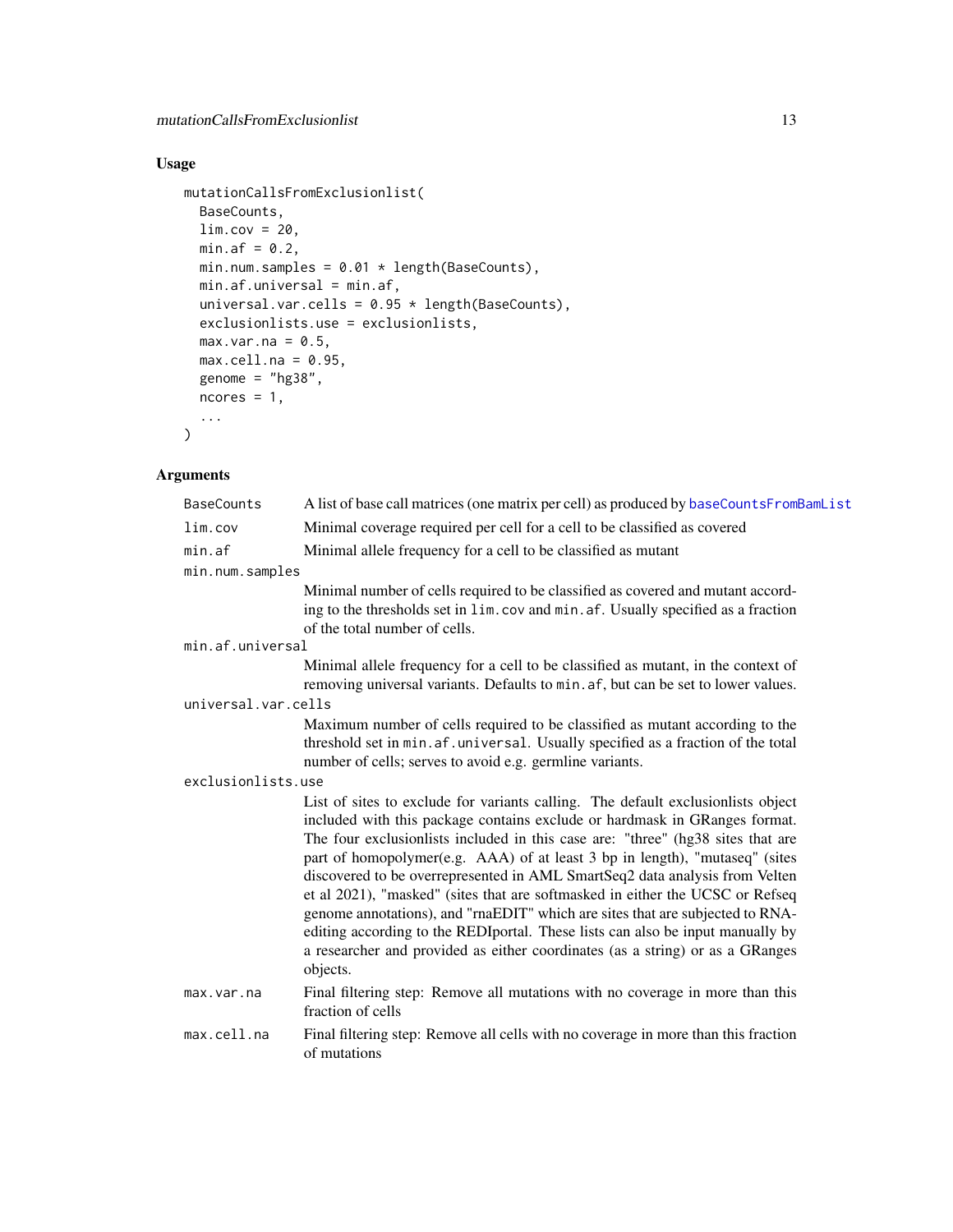## Usage

```
mutationCallsFromExclusionlist(
  BaseCounts,
  lim.cov = 20,
  min.af = 0.2,
  min.num.samples = 0.01 * length(BaseCounts),
  min.af.universal = min.af,
  universal.var.cells = 0.95 * length(BaseCounts),
  exclusionlists.use = exclusionlists,
  max.var.na = 0.5,
  max.cell.na = 0.95,
  genome = "hg38",
  ncores = 1,
  ...
)
```

## Arguments

| Argument | Description |
|---|---|
| `BaseCounts` | A list of base call matrices (one matrix per cell) as produced by `baseCountsFromBamList` |
| `lim.cov` | Minimal coverage required per cell for a cell to be classified as covered |
| `min.af` | Minimal allele frequency for a cell to be classified as mutant |
| `min.num.samples` | Minimal number of cells required to be classified as covered and mutant according to the thresholds set in `lim.cov` and `min.af`. Usually specified as a fraction of the total number of cells. |
| `min.af.universal` | Minimal allele frequency for a cell to be classified as mutant, in the context of removing universal variants. Defaults to `min.af`, but can be set to lower values. |
| `universal.var.cells` | Maximum number of cells required to be classified as mutant according to the threshold set in `min.af.universal`. Usually specified as a fraction of the total number of cells; serves to avoid e.g. germline variants. |
| `exclusionlists.use` | List of sites to exclude for variants calling. The default exclusionlists object included with this package contains exclude or hardmask in GRanges format. The four exclusionlists included in this case are: "three" (hg38 sites that are part of homopolymer(e.g. AAA) of at least 3 bp in length), "mutaseq" (sites discovered to be overrepresented in AML SmartSeq2 data analysis from Velten et al 2021), "masked" (sites that are softmasked in either the UCSC or Refseq genome annotations), and "rnaEDIT" which are sites that are subjected to RNA-editing according to the REDIportal. These lists can also be input manually by a researcher and provided as either coordinates (as a string) or as a GRanges objects. |
| `max.var.na` | Final filtering step: Remove all mutations with no coverage in more than this fraction of cells |
| `max.cell.na` | Final filtering step: Remove all cells with no coverage in more than this fraction of mutations |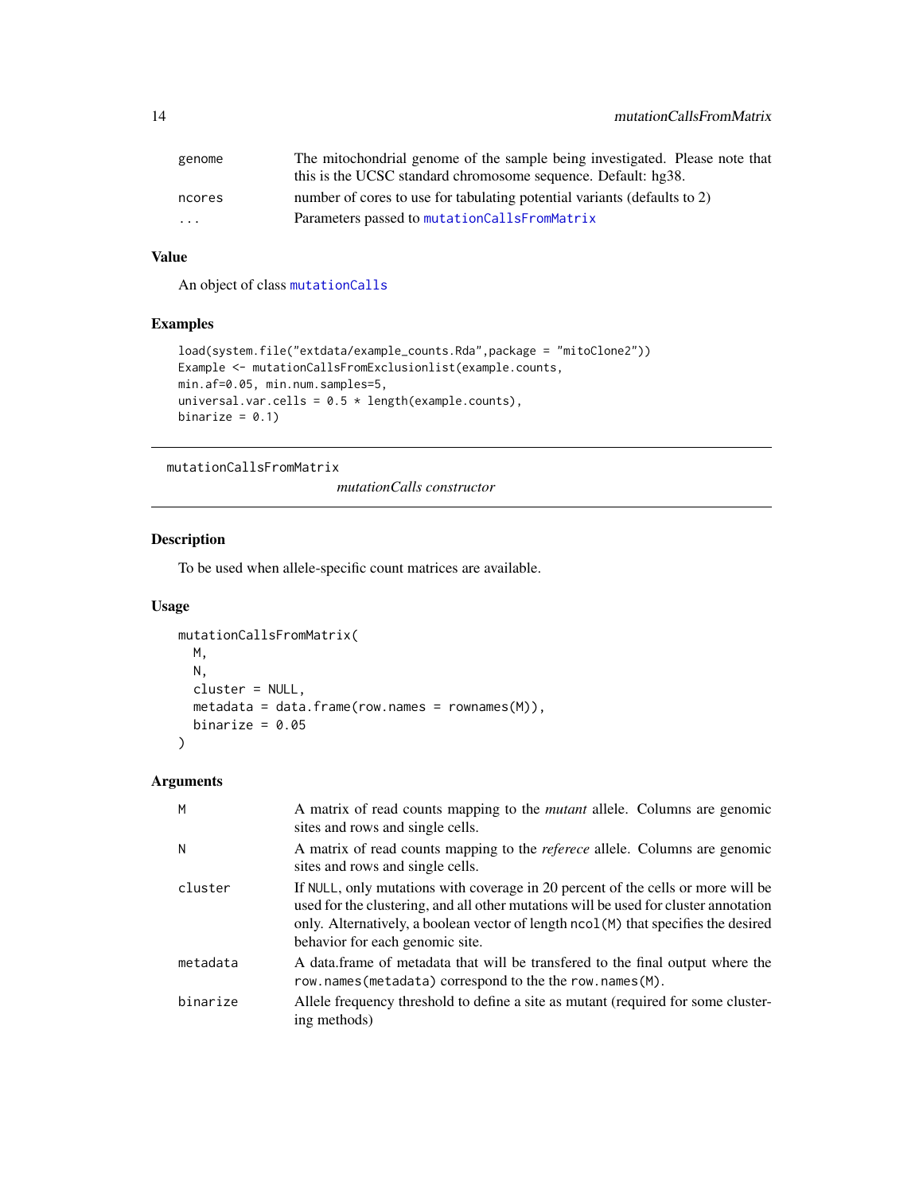| | |
|---|---|
| genome | The mitochondrial genome of the sample being investigated. Please note that this is the UCSC standard chromosome sequence. Default: hg38. |
| ncores | number of cores to use for tabulating potential variants (defaults to 2) |
| ... | Parameters passed to mutationCallsFromMatrix |

### Value

An object of class mutationCalls

### Examples

```
load(system.file("extdata/example_counts.Rda",package = "mitoClone2"))
Example <- mutationCallsFromExclusionlist(example.counts,
min.af=0.05, min.num.samples=5,
universal.var.cells = 0.5 * length(example.counts),
binarize = 0.1)
```

---

## mutationCallsFromMatrix

*mutationCalls constructor*

### Description

To be used when allele-specific count matrices are available.

### Usage

```
mutationCallsFromMatrix(
  M,
  N,
  cluster = NULL,
  metadata = data.frame(row.names = rownames(M)),
  binarize = 0.05
)
```

### Arguments

| | |
|---|---|
| M | A matrix of read counts mapping to the *mutant* allele. Columns are genomic sites and rows and single cells. |
| N | A matrix of read counts mapping to the *referece* allele. Columns are genomic sites and rows and single cells. |
| cluster | If NULL, only mutations with coverage in 20 percent of the cells or more will be used for the clustering, and all other mutations will be used for cluster annotation only. Alternatively, a boolean vector of length ncol(M) that specifies the desired behavior for each genomic site. |
| metadata | A data.frame of metadata that will be transfered to the final output where the row.names(metadata) correspond to the the row.names(M). |
| binarize | Allele frequency threshold to define a site as mutant (required for some clustering methods) |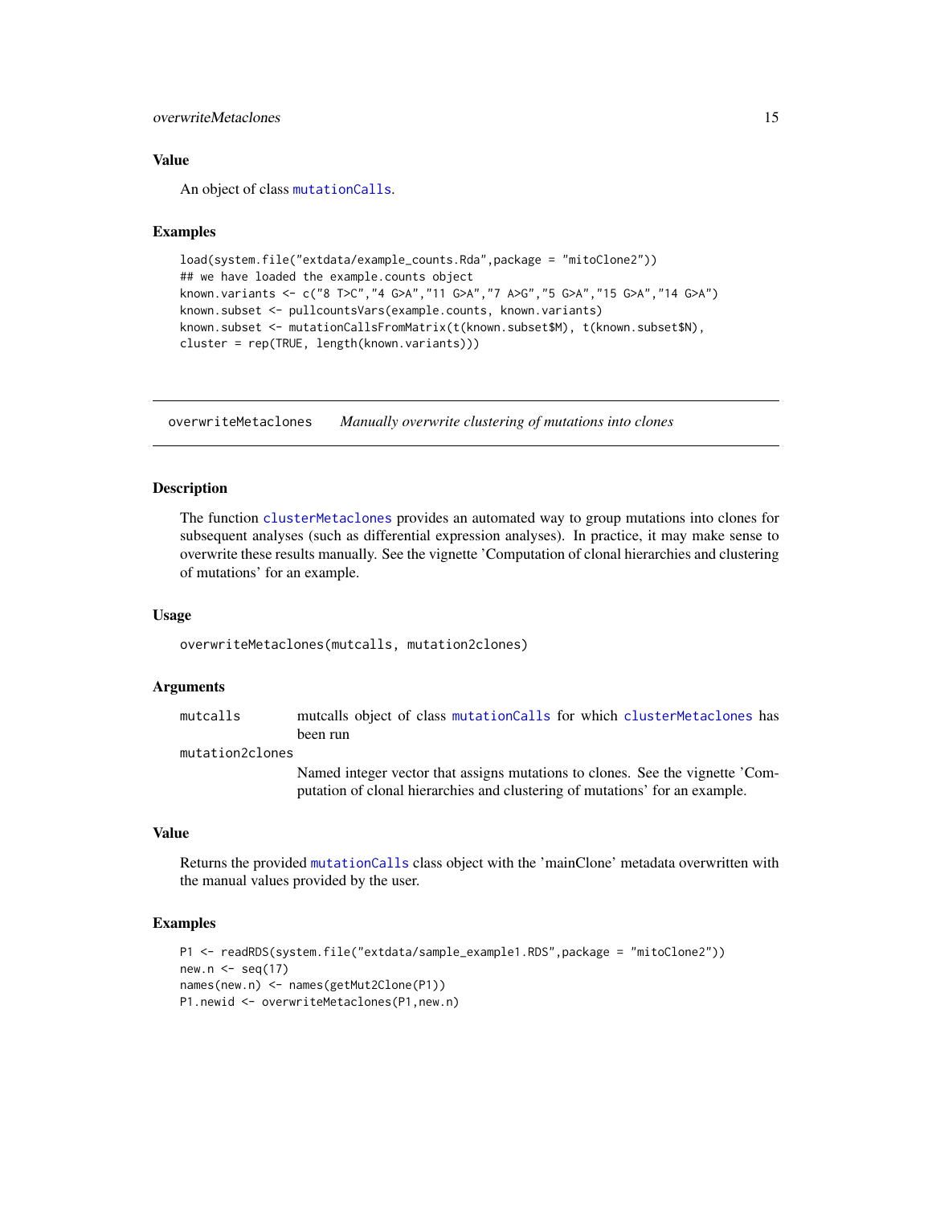## Value

An object of class mutationCalls.

## Examples

```
load(system.file("extdata/example_counts.Rda",package = "mitoClone2"))
## we have loaded the example.counts object
known.variants <- c("8 T>C","4 G>A","11 G>A","7 A>G","5 G>A","15 G>A","14 G>A")
known.subset <- pullcountsVars(example.counts, known.variants)
known.subset <- mutationCallsFromMatrix(t(known.subset$M), t(known.subset$N),
cluster = rep(TRUE, length(known.variants)))
```

---

# overwriteMetaclones *Manually overwrite clustering of mutations into clones*

## Description

The function clusterMetaclones provides an automated way to group mutations into clones for subsequent analyses (such as differential expression analyses). In practice, it may make sense to overwrite these results manually. See the vignette 'Computation of clonal hierarchies and clustering of mutations' for an example.

## Usage

```
overwriteMetaclones(mutcalls, mutation2clones)
```

## Arguments

| | |
|---|---|
| mutcalls | mutcalls object of class mutationCalls for which clusterMetaclones has been run |
| mutation2clones | Named integer vector that assigns mutations to clones. See the vignette 'Computation of clonal hierarchies and clustering of mutations' for an example. |

## Value

Returns the provided mutationCalls class object with the 'mainClone' metadata overwritten with the manual values provided by the user.

## Examples

```
P1 <- readRDS(system.file("extdata/sample_example1.RDS",package = "mitoClone2"))
new.n <- seq(17)
names(new.n) <- names(getMut2Clone(P1))
P1.newid <- overwriteMetaclones(P1,new.n)
```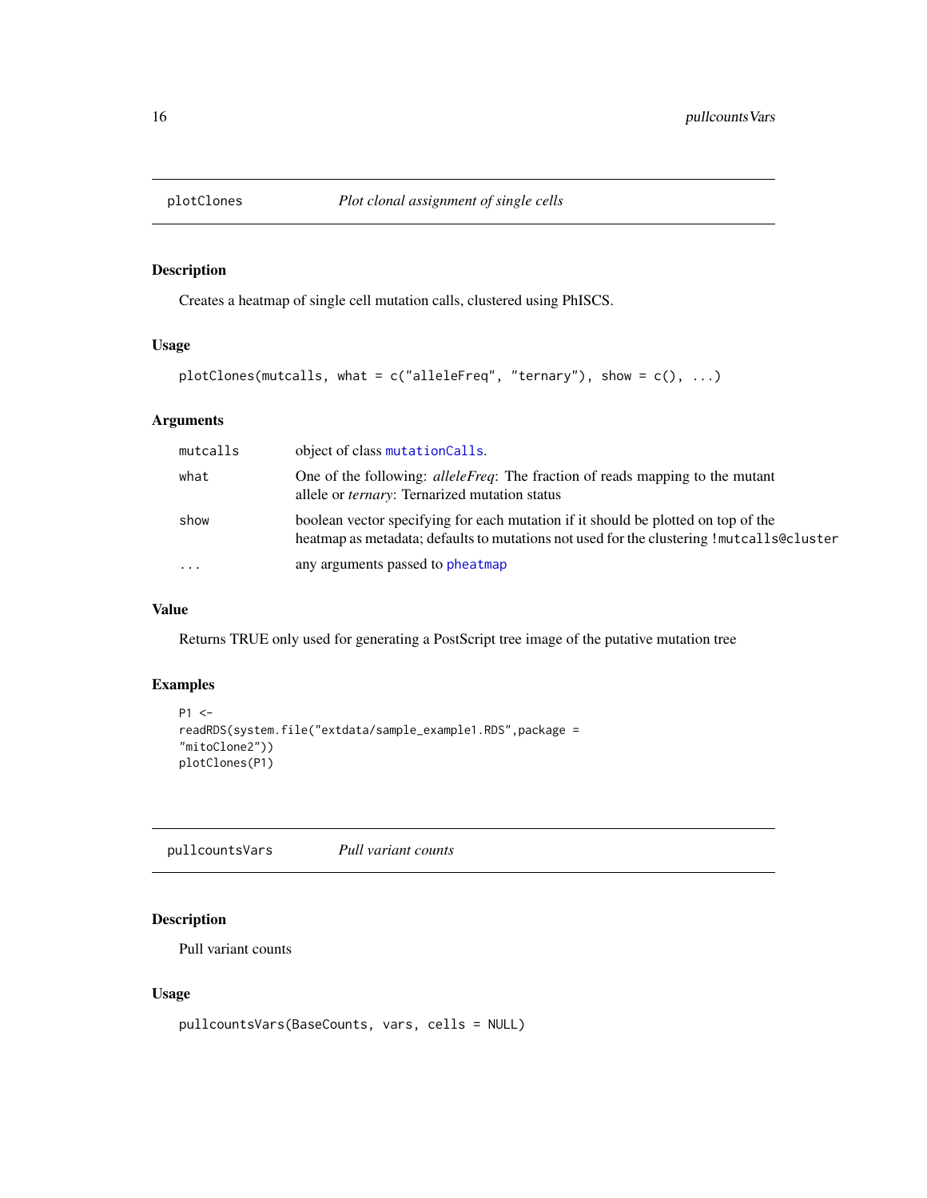## plotClones — *Plot clonal assignment of single cells*

### Description

Creates a heatmap of single cell mutation calls, clustered using PhISCS.

### Usage

```
plotClones(mutcalls, what = c("alleleFreq", "ternary"), show = c(), ...)
```

### Arguments

| | |
|---|---|
| `mutcalls` | object of class `mutationCalls`. |
| `what` | One of the following: *alleleFreq*: The fraction of reads mapping to the mutant allele or *ternary*: Ternarized mutation status |
| `show` | boolean vector specifying for each mutation if it should be plotted on top of the heatmap as metadata; defaults to mutations not used for the clustering `!mutcalls@cluster` |
| `...` | any arguments passed to `pheatmap` |

### Value

Returns TRUE only used for generating a PostScript tree image of the putative mutation tree

### Examples

```
P1 <-
readRDS(system.file("extdata/sample_example1.RDS",package =
"mitoClone2"))
plotClones(P1)
```

## pullcountsVars — *Pull variant counts*

### Description

Pull variant counts

### Usage

```
pullcountsVars(BaseCounts, vars, cells = NULL)
```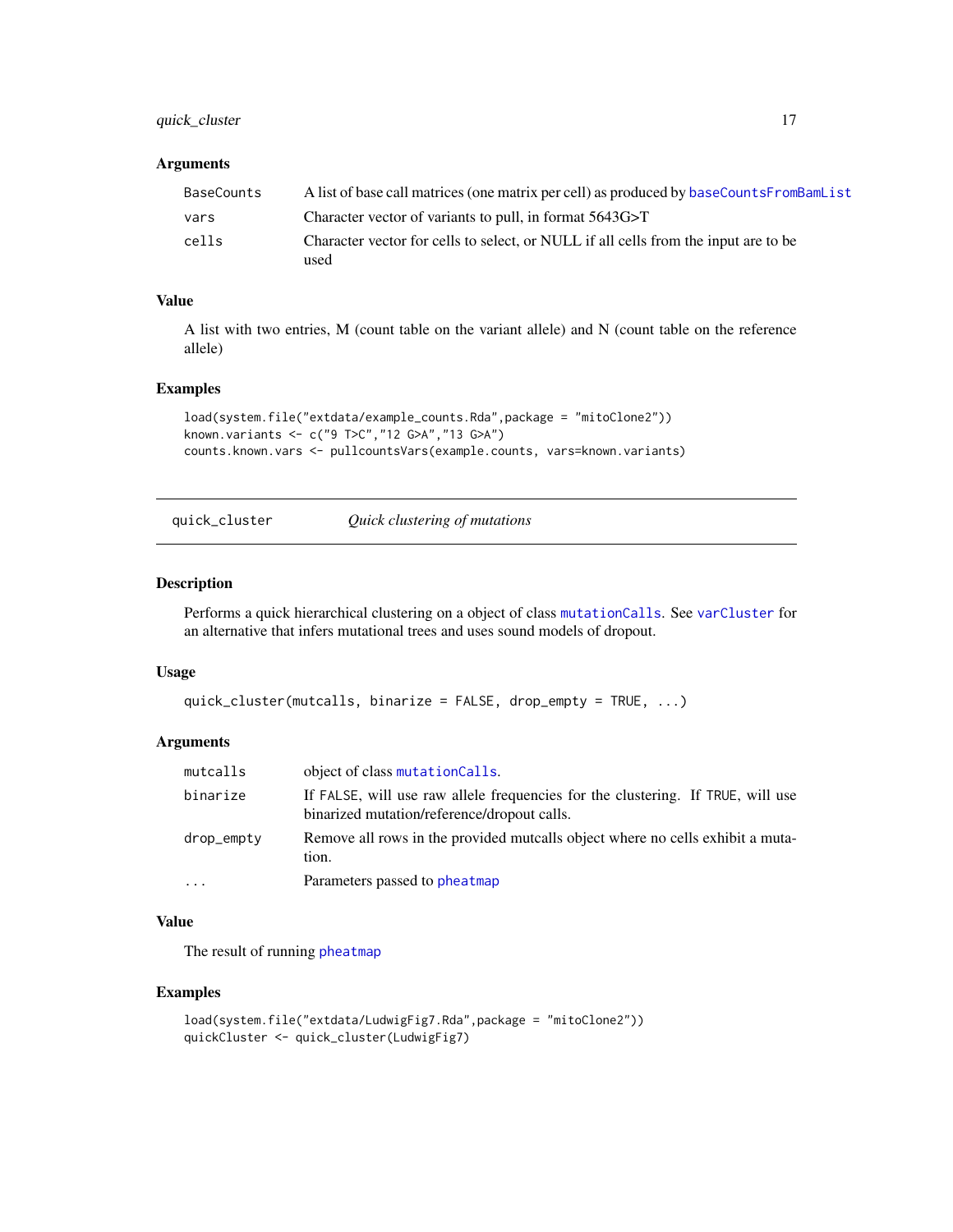### Arguments

| | |
|---|---|
| BaseCounts | A list of base call matrices (one matrix per cell) as produced by baseCountsFromBamList |
| vars | Character vector of variants to pull, in format 5643G>T |
| cells | Character vector for cells to select, or NULL if all cells from the input are to be used |

### Value

A list with two entries, M (count table on the variant allele) and N (count table on the reference allele)

### Examples

```
load(system.file("extdata/example_counts.Rda",package = "mitoClone2"))
known.variants <- c("9 T>C","12 G>A","13 G>A")
counts.known.vars <- pullcountsVars(example.counts, vars=known.variants)
```

---

## quick_cluster — *Quick clustering of mutations*

### Description

Performs a quick hierarchical clustering on a object of class mutationCalls. See varCluster for an alternative that infers mutational trees and uses sound models of dropout.

### Usage

```
quick_cluster(mutcalls, binarize = FALSE, drop_empty = TRUE, ...)
```

### Arguments

| | |
|---|---|
| mutcalls | object of class mutationCalls. |
| binarize | If FALSE, will use raw allele frequencies for the clustering. If TRUE, will use binarized mutation/reference/dropout calls. |
| drop_empty | Remove all rows in the provided mutcalls object where no cells exhibit a mutation. |
| ... | Parameters passed to pheatmap |

### Value

The result of running pheatmap

### Examples

```
load(system.file("extdata/LudwigFig7.Rda",package = "mitoClone2"))
quickCluster <- quick_cluster(LudwigFig7)
```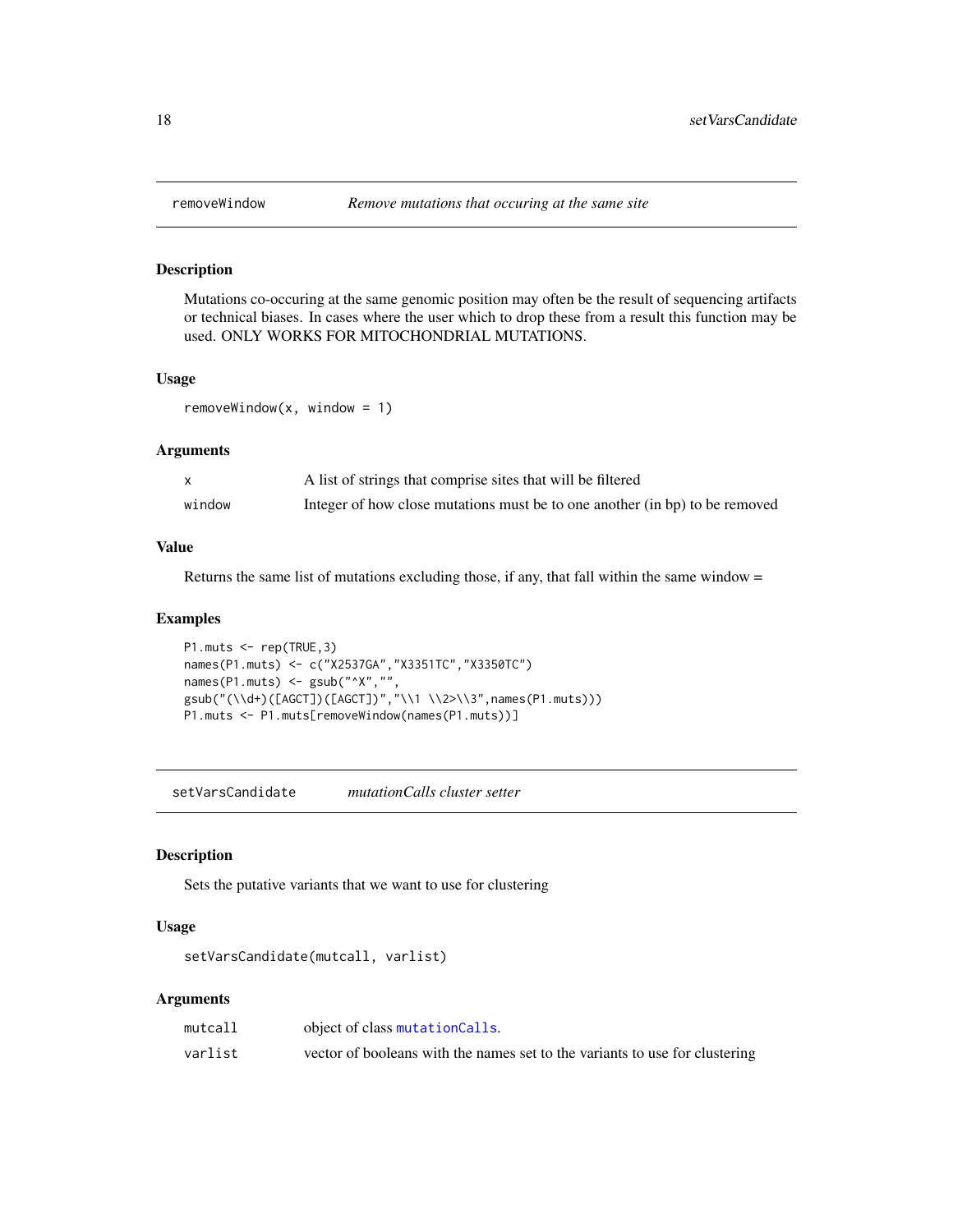## removeWindow — *Remove mutations that occuring at the same site*

### Description

Mutations co-occuring at the same genomic position may often be the result of sequencing artifacts or technical biases. In cases where the user which to drop these from a result this function may be used. ONLY WORKS FOR MITOCHONDRIAL MUTATIONS.

### Usage

```
removeWindow(x, window = 1)
```

### Arguments

| | |
|---|---|
| x | A list of strings that comprise sites that will be filtered |
| window | Integer of how close mutations must be to one another (in bp) to be removed |

### Value

Returns the same list of mutations excluding those, if any, that fall within the same window =

### Examples

```
P1.muts <- rep(TRUE,3)
names(P1.muts) <- c("X2537GA","X3351TC","X3350TC")
names(P1.muts) <- gsub("^X","",
gsub("(\\d+)([AGCT])([AGCT])","\\1 \\2>\\3",names(P1.muts)))
P1.muts <- P1.muts[removeWindow(names(P1.muts))]
```

## setVarsCandidate — *mutationCalls cluster setter*

### Description

Sets the putative variants that we want to use for clustering

### Usage

```
setVarsCandidate(mutcall, varlist)
```

### Arguments

| | |
|---|---|
| mutcall | object of class mutationCalls. |
| varlist | vector of booleans with the names set to the variants to use for clustering |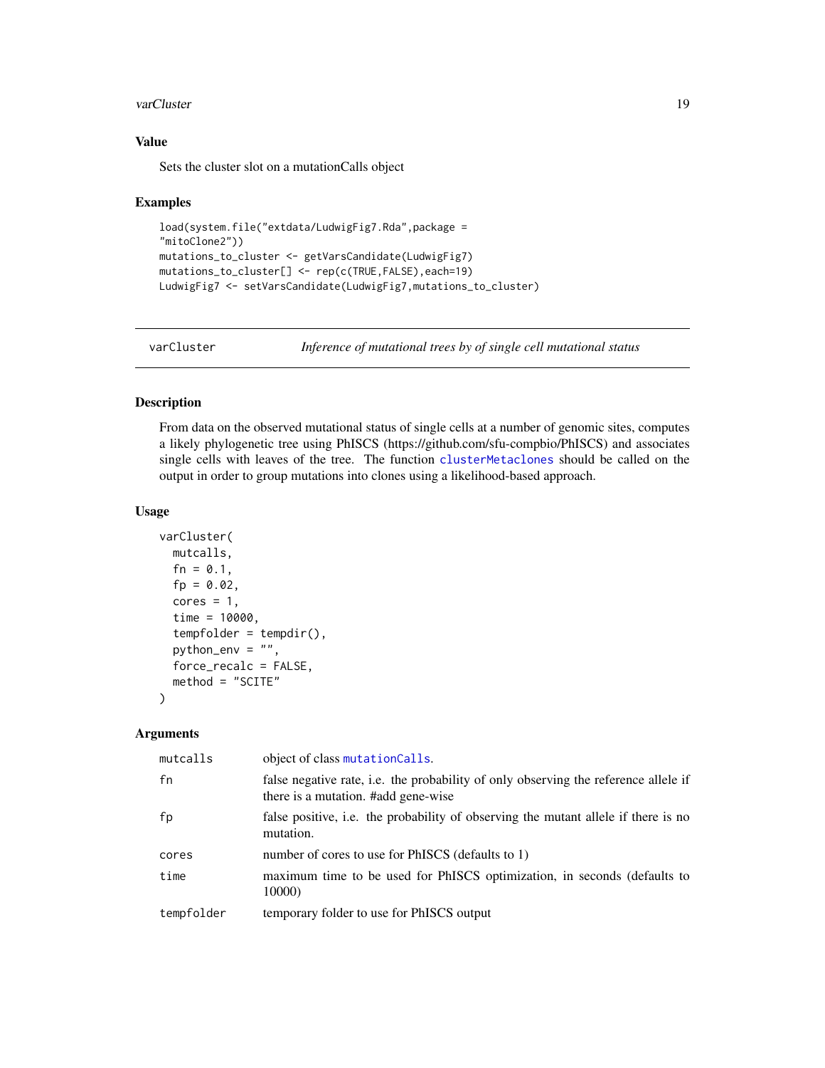### Value

Sets the cluster slot on a mutationCalls object

### Examples

```
load(system.file("extdata/LudwigFig7.Rda",package =
"mitoClone2"))
mutations_to_cluster <- getVarsCandidate(LudwigFig7)
mutations_to_cluster[] <- rep(c(TRUE,FALSE),each=19)
LudwigFig7 <- setVarsCandidate(LudwigFig7,mutations_to_cluster)
```

---

## varCluster — *Inference of mutational trees by of single cell mutational status*

### Description

From data on the observed mutational status of single cells at a number of genomic sites, computes a likely phylogenetic tree using PhISCS (https://github.com/sfu-compbio/PhISCS) and associates single cells with leaves of the tree. The function clusterMetaclones should be called on the output in order to group mutations into clones using a likelihood-based approach.

### Usage

```
varCluster(
  mutcalls,
  fn = 0.1,
  fp = 0.02,
  cores = 1,
  time = 10000,
  tempfolder = tempdir(),
  python_env = "",
  force_recalc = FALSE,
  method = "SCITE"
)
```

### Arguments

| | |
|---|---|
| mutcalls | object of class mutationCalls. |
| fn | false negative rate, i.e. the probability of only observing the reference allele if there is a mutation. #add gene-wise |
| fp | false positive, i.e. the probability of observing the mutant allele if there is no mutation. |
| cores | number of cores to use for PhISCS (defaults to 1) |
| time | maximum time to be used for PhISCS optimization, in seconds (defaults to 10000) |
| tempfolder | temporary folder to use for PhISCS output |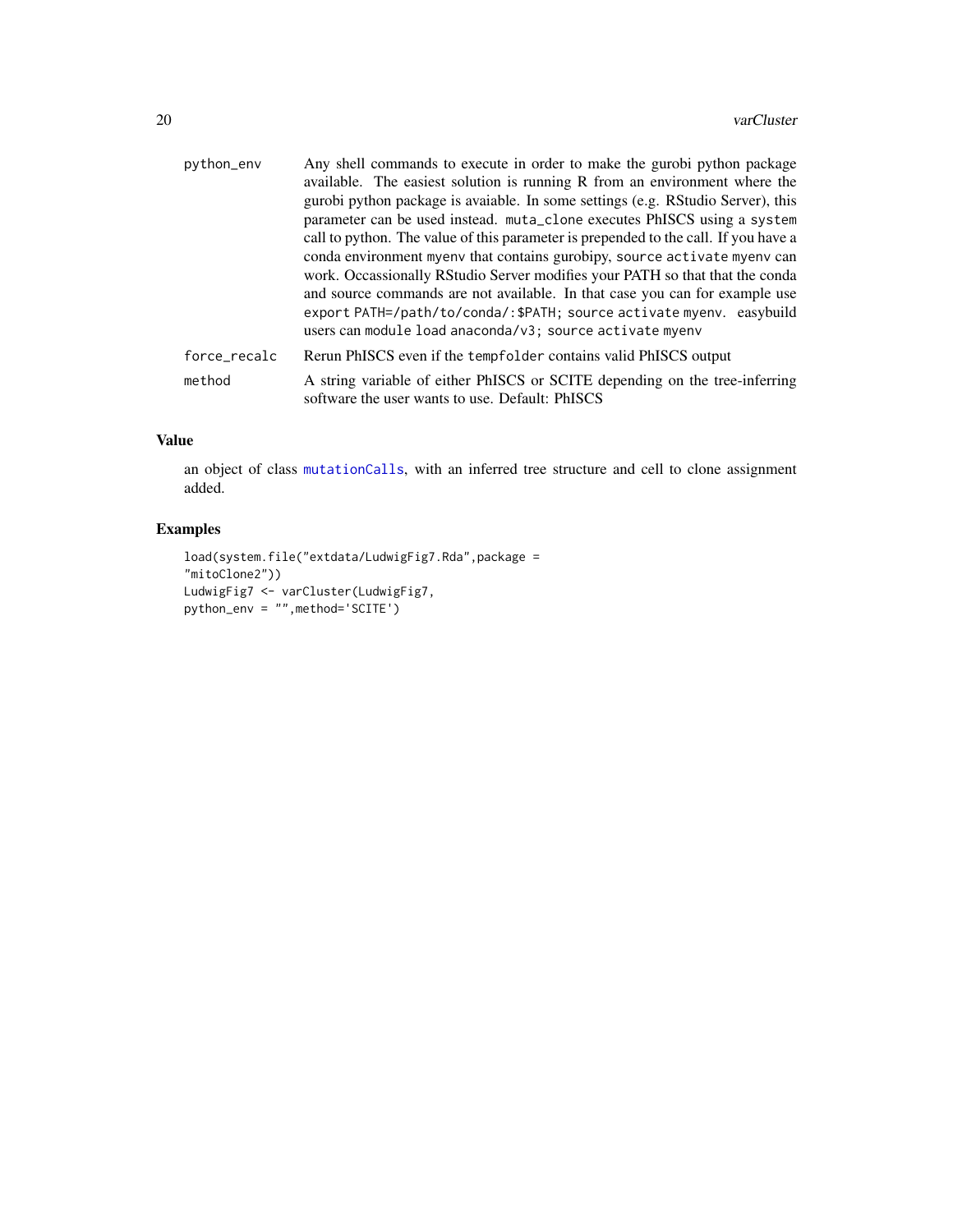| | |
|---|---|
| python_env | Any shell commands to execute in order to make the gurobi python package available. The easiest solution is running R from an environment where the gurobi python package is avaiable. In some settings (e.g. RStudio Server), this parameter can be used instead. `muta_clone` executes PhISCS using a `system` call to python. The value of this parameter is prepended to the call. If you have a conda environment `myenv` that contains gurobipy, `source activate myenv` can work. Occassionally RStudio Server modifies your PATH so that that the conda and source commands are not available. In that case you can for example use `export PATH=/path/to/conda/:$PATH; source activate myenv`. easybuild users can `module load anaconda/v3; source activate myenv` |
| force_recalc | Rerun PhISCS even if the `tempfolder` contains valid PhISCS output |
| method | A string variable of either PhISCS or SCITE depending on the tree-inferring software the user wants to use. Default: PhISCS |

## Value

an object of class mutationCalls, with an inferred tree structure and cell to clone assignment added.

## Examples

```
load(system.file("extdata/LudwigFig7.Rda",package =
"mitoClone2"))
LudwigFig7 <- varCluster(LudwigFig7,
python_env = "",method='SCITE')
```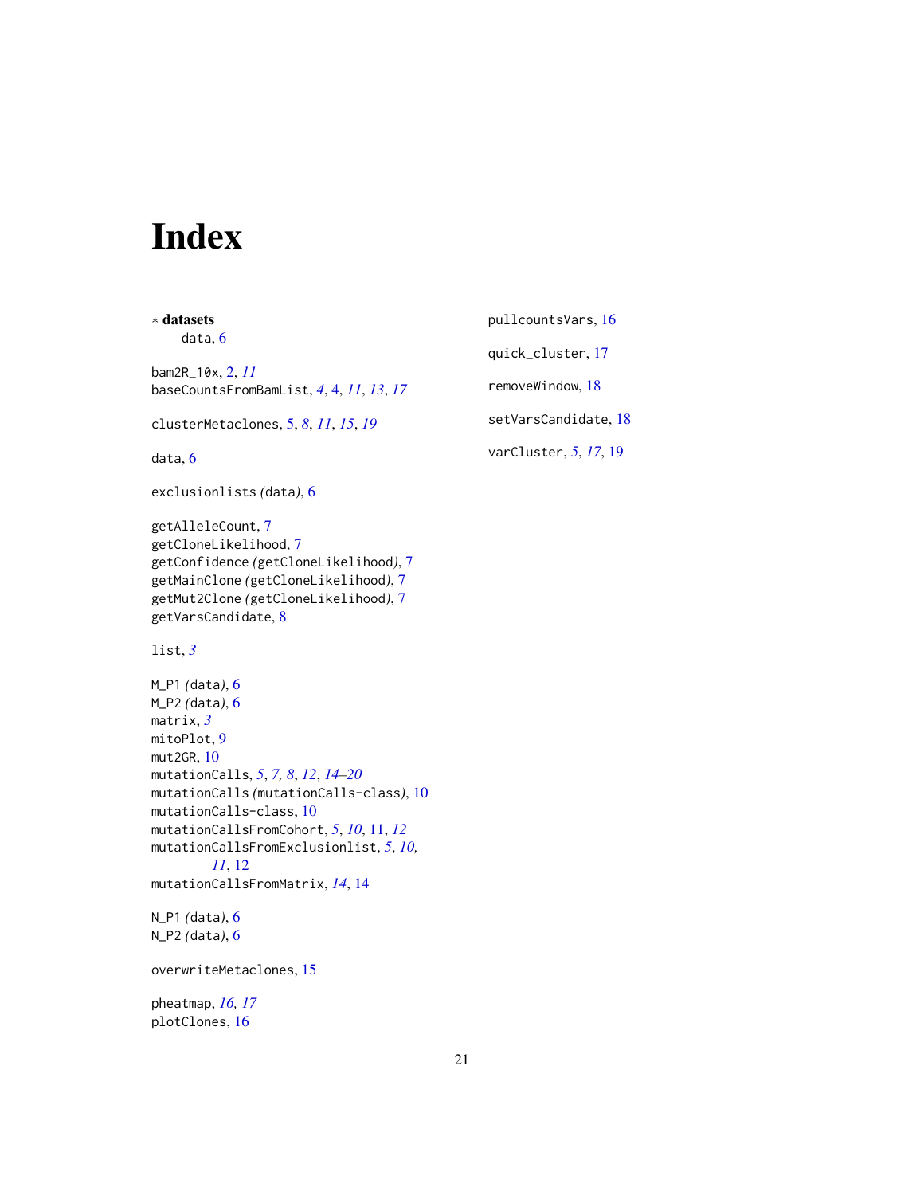# Index

∗ **datasets**
  data, 6

bam2R_10x, 2, *11*
baseCountsFromBamList, *4*, 4, *11*, *13*, *17*

clusterMetaclones, 5, *8*, *11*, *15*, *19*

data, 6

exclusionlists *(data)*, 6

getAlleleCount, 7
getCloneLikelihood, 7
getConfidence *(getCloneLikelihood)*, 7
getMainClone *(getCloneLikelihood)*, 7
getMut2Clone *(getCloneLikelihood)*, 7
getVarsCandidate, 8

list, *3*

M_P1 *(data)*, 6
M_P2 *(data)*, 6
matrix, *3*
mitoPlot, 9
mut2GR, 10
mutationCalls, *5*, *7, 8*, *12*, *14–20*
mutationCalls *(mutationCalls-class)*, 10
mutationCalls-class, 10
mutationCallsFromCohort, *5*, *10*, 11, *12*
mutationCallsFromExclusionlist, *5*, *10*, *11*, 12
mutationCallsFromMatrix, *14*, 14

N_P1 *(data)*, 6
N_P2 *(data)*, 6

overwriteMetaclones, 15

pheatmap, *16, 17*
plotClones, 16
pullcountsVars, 16

quick_cluster, 17

removeWindow, 18

setVarsCandidate, 18

varCluster, *5*, *17*, 19